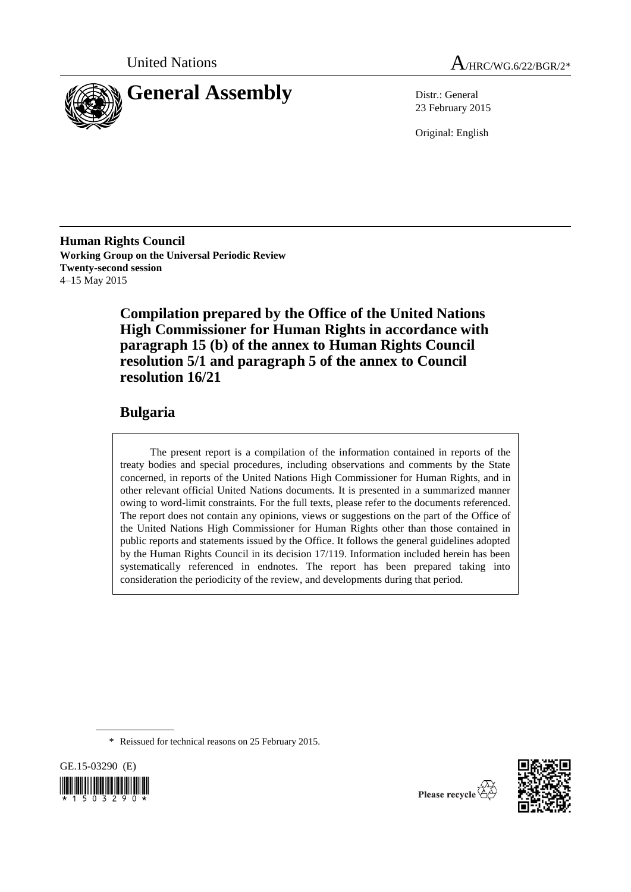United Nations

A/HRC/WG.6/22/BGR/2*

# General Assembly

Distr.: General
23 February 2015

Original: English

**Human Rights Council**
**Working Group on the Universal Periodic Review**
**Twenty-second session**
4–15 May 2015

## Compilation prepared by the Office of the United Nations High Commissioner for Human Rights in accordance with paragraph 15 (b) of the annex to Human Rights Council resolution 5/1 and paragraph 5 of the annex to Council resolution 16/21

## Bulgaria

> The present report is a compilation of the information contained in reports of the treaty bodies and special procedures, including observations and comments by the State concerned, in reports of the United Nations High Commissioner for Human Rights, and in other relevant official United Nations documents. It is presented in a summarized manner owing to word-limit constraints. For the full texts, please refer to the documents referenced. The report does not contain any opinions, views or suggestions on the part of the Office of the United Nations High Commissioner for Human Rights other than those contained in public reports and statements issued by the Office. It follows the general guidelines adopted by the Human Rights Council in its decision 17/119. Information included herein has been systematically referenced in endnotes. The report has been prepared taking into consideration the periodicity of the review, and developments during that period.

\* Reissued for technical reasons on 25 February 2015.

GE.15-03290 (E)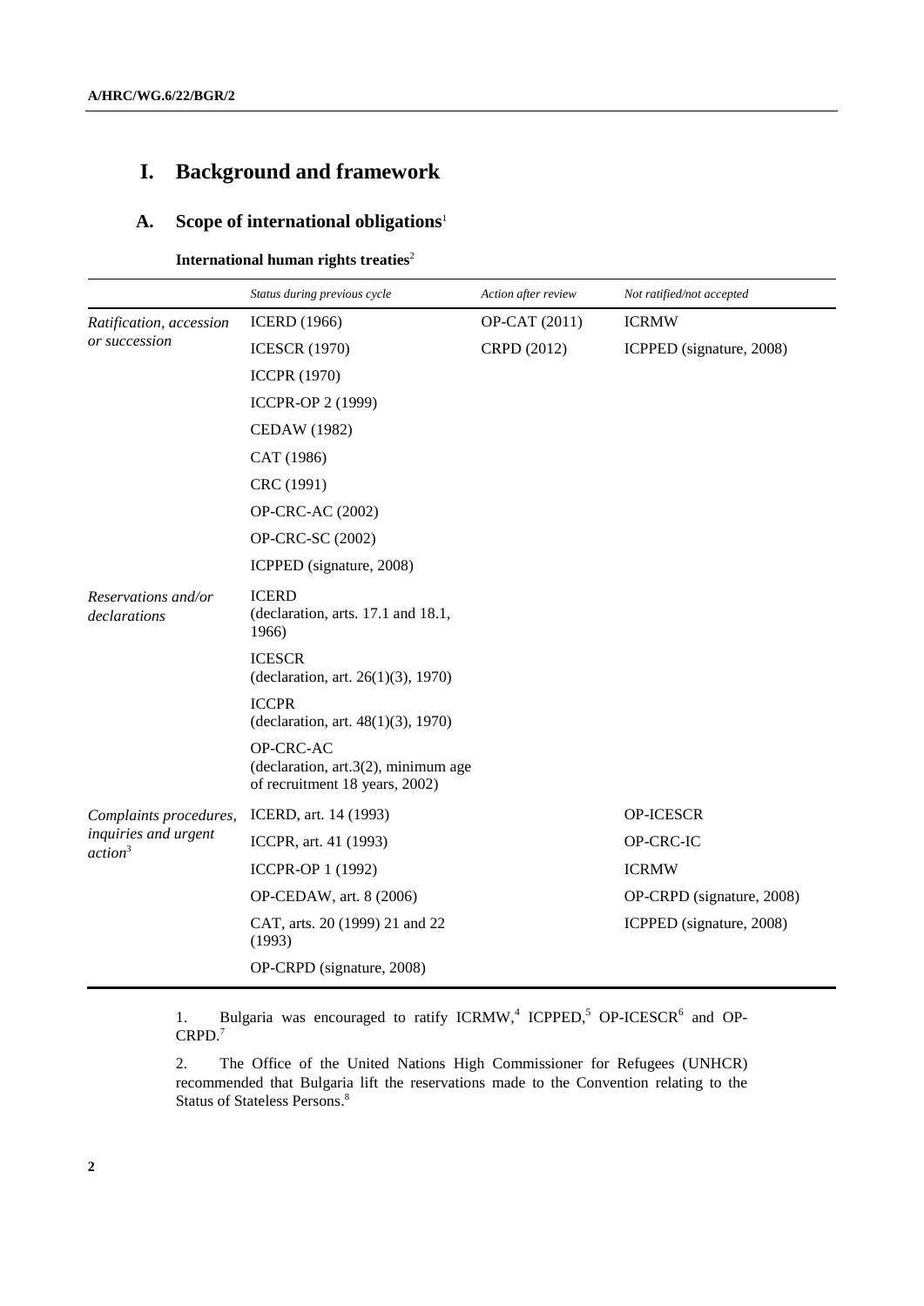# I. Background and framework

## A. Scope of international obligations[1]

### International human rights treaties[2]

| | *Status during previous cycle* | *Action after review* | *Not ratified/not accepted* |
|---|---|---|---|
| *Ratification, accession or succession* | ICERD (1966) | OP-CAT (2011) | ICRMW |
| | ICESCR (1970) | CRPD (2012) | ICPPED (signature, 2008) |
| | ICCPR (1970) | | |
| | ICCPR-OP 2 (1999) | | |
| | CEDAW (1982) | | |
| | CAT (1986) | | |
| | CRC (1991) | | |
| | OP-CRC-AC (2002) | | |
| | OP-CRC-SC (2002) | | |
| | ICPPED (signature, 2008) | | |
| *Reservations and/or declarations* | ICERD (declaration, arts. 17.1 and 18.1, 1966) | | |
| | ICESCR (declaration, art. 26(1)(3), 1970) | | |
| | ICCPR (declaration, art. 48(1)(3), 1970) | | |
| | OP-CRC-AC (declaration, art.3(2), minimum age of recruitment 18 years, 2002) | | |
| *Complaints procedures, inquiries and urgent action*[3] | ICERD, art. 14 (1993) | | OP-ICESCR |
| | ICCPR, art. 41 (1993) | | OP-CRC-IC |
| | ICCPR-OP 1 (1992) | | ICRMW |
| | OP-CEDAW, art. 8 (2006) | | OP-CRPD (signature, 2008) |
| | CAT, arts. 20 (1999) 21 and 22 (1993) | | ICPPED (signature, 2008) |
| | OP-CRPD (signature, 2008) | | |

1. Bulgaria was encouraged to ratify ICRMW,[4] ICPPED,[5] OP-ICESCR[6] and OP-CRPD.[7]

2. The Office of the United Nations High Commissioner for Refugees (UNHCR) recommended that Bulgaria lift the reservations made to the Convention relating to the Status of Stateless Persons.[8]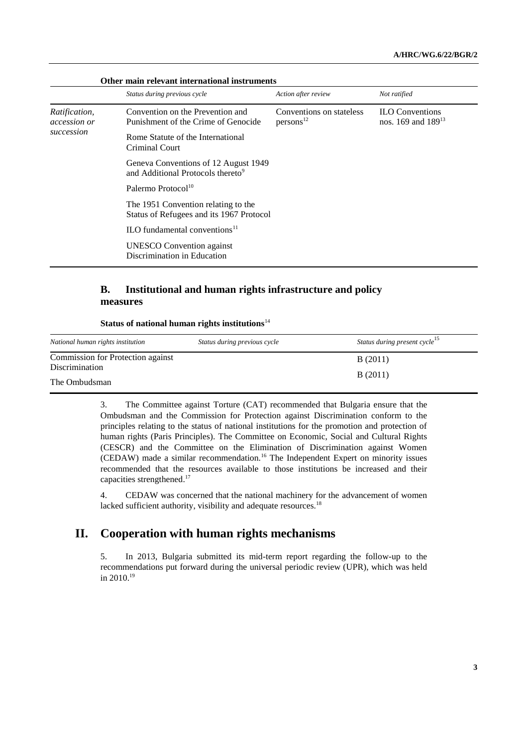**Other main relevant international instruments**

| | Status during previous cycle | Action after review | Not ratified |
|---|---|---|---|
| *Ratification, accession or succession* | Convention on the Prevention and Punishment of the Crime of Genocide | Conventions on stateless persons[12] | ILO Conventions nos. 169 and 189[13] |
| | Rome Statute of the International Criminal Court | | |
| | Geneva Conventions of 12 August 1949 and Additional Protocols thereto[9] | | |
| | Palermo Protocol[10] | | |
| | The 1951 Convention relating to the Status of Refugees and its 1967 Protocol | | |
| | ILO fundamental conventions[11] | | |
| | UNESCO Convention against Discrimination in Education | | |

## B. Institutional and human rights infrastructure and policy measures

**Status of national human rights institutions**[14]

| National human rights institution | Status during previous cycle | Status during present cycle[15] |
|---|---|---|
| Commission for Protection against Discrimination | | B (2011) |
| The Ombudsman | | B (2011) |

3. The Committee against Torture (CAT) recommended that Bulgaria ensure that the Ombudsman and the Commission for Protection against Discrimination conform to the principles relating to the status of national institutions for the promotion and protection of human rights (Paris Principles). The Committee on Economic, Social and Cultural Rights (CESCR) and the Committee on the Elimination of Discrimination against Women (CEDAW) made a similar recommendation.[16] The Independent Expert on minority issues recommended that the resources available to those institutions be increased and their capacities strengthened.[17]

4. CEDAW was concerned that the national machinery for the advancement of women lacked sufficient authority, visibility and adequate resources.[18]

# II. Cooperation with human rights mechanisms

5. In 2013, Bulgaria submitted its mid-term report regarding the follow-up to the recommendations put forward during the universal periodic review (UPR), which was held in 2010.[19]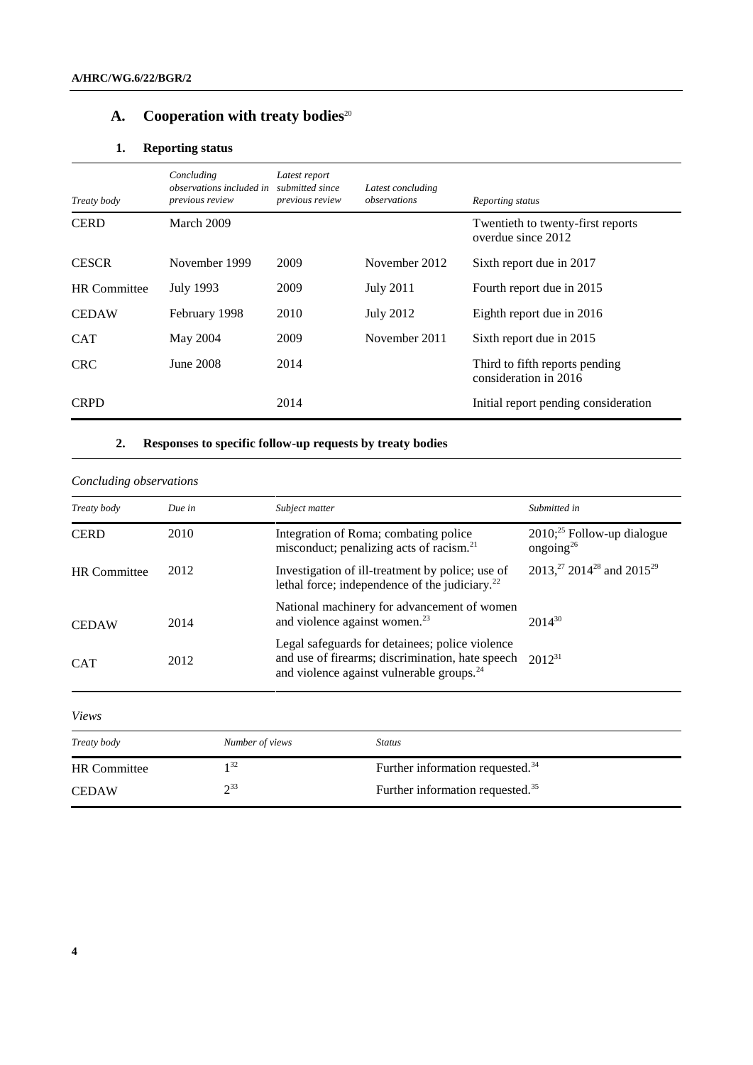## A. Cooperation with treaty bodies[20]

### 1. Reporting status

| *Treaty body* | *Concluding observations included in previous review* | *Latest report submitted since previous review* | *Latest concluding observations* | *Reporting status* |
|---|---|---|---|---|
| CERD | March 2009 | | | Twentieth to twenty-first reports overdue since 2012 |
| CESCR | November 1999 | 2009 | November 2012 | Sixth report due in 2017 |
| HR Committee | July 1993 | 2009 | July 2011 | Fourth report due in 2015 |
| CEDAW | February 1998 | 2010 | July 2012 | Eighth report due in 2016 |
| CAT | May 2004 | 2009 | November 2011 | Sixth report due in 2015 |
| CRC | June 2008 | 2014 | | Third to fifth reports pending consideration in 2016 |
| CRPD | | 2014 | | Initial report pending consideration |

### 2. Responses to specific follow-up requests by treaty bodies

*Concluding observations*

| *Treaty body* | *Due in* | *Subject matter* | *Submitted in* |
|---|---|---|---|
| CERD | 2010 | Integration of Roma; combating police misconduct; penalizing acts of racism.[21] | 2010;[25] Follow-up dialogue ongoing[26] |
| HR Committee | 2012 | Investigation of ill-treatment by police; use of lethal force; independence of the judiciary.[22] | 2013,[27] 2014[28] and 2015[29] |
| CEDAW | 2014 | National machinery for advancement of women and violence against women.[23] | 2014[30] |
| CAT | 2012 | Legal safeguards for detainees; police violence and use of firearms; discrimination, hate speech and violence against vulnerable groups.[24] | 2012[31] |

*Views*

| *Treaty body* | *Number of views* | *Status* |
|---|---|---|
| HR Committee | 1[32] | Further information requested.[34] |
| CEDAW | 2[33] | Further information requested.[35] |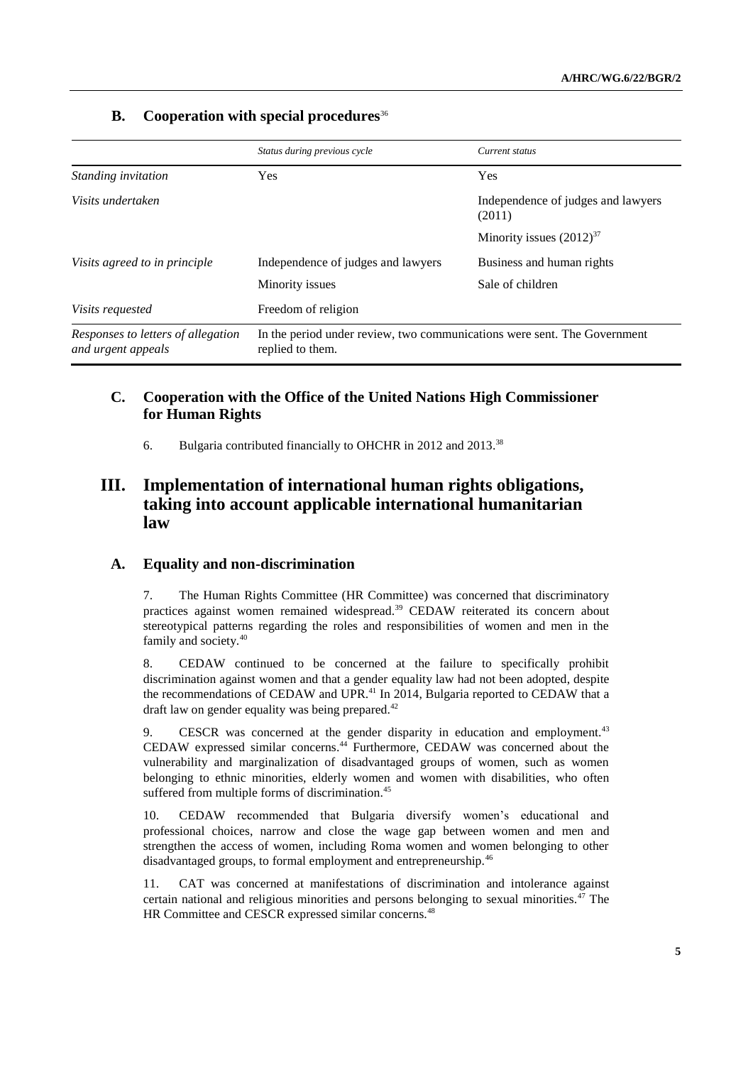## B. Cooperation with special procedures[36]

| | Status during previous cycle | Current status |
|---|---|---|
| *Standing invitation* | Yes | Yes |
| *Visits undertaken* | | Independence of judges and lawyers (2011)<br>Minority issues (2012)[37] |
| *Visits agreed to in principle* | Independence of judges and lawyers<br>Minority issues | Business and human rights<br>Sale of children |
| *Visits requested* | Freedom of religion | |
| *Responses to letters of allegation and urgent appeals* | In the period under review, two communications were sent. The Government replied to them. | |

## C. Cooperation with the Office of the United Nations High Commissioner for Human Rights

6. Bulgaria contributed financially to OHCHR in 2012 and 2013.[38]

# III. Implementation of international human rights obligations, taking into account applicable international humanitarian law

## A. Equality and non-discrimination

7. The Human Rights Committee (HR Committee) was concerned that discriminatory practices against women remained widespread.[39] CEDAW reiterated its concern about stereotypical patterns regarding the roles and responsibilities of women and men in the family and society.[40]

8. CEDAW continued to be concerned at the failure to specifically prohibit discrimination against women and that a gender equality law had not been adopted, despite the recommendations of CEDAW and UPR.[41] In 2014, Bulgaria reported to CEDAW that a draft law on gender equality was being prepared.[42]

9. CESCR was concerned at the gender disparity in education and employment.[43] CEDAW expressed similar concerns.[44] Furthermore, CEDAW was concerned about the vulnerability and marginalization of disadvantaged groups of women, such as women belonging to ethnic minorities, elderly women and women with disabilities, who often suffered from multiple forms of discrimination.[45]

10. CEDAW recommended that Bulgaria diversify women's educational and professional choices, narrow and close the wage gap between women and men and strengthen the access of women, including Roma women and women belonging to other disadvantaged groups, to formal employment and entrepreneurship.[46]

11. CAT was concerned at manifestations of discrimination and intolerance against certain national and religious minorities and persons belonging to sexual minorities.[47] The HR Committee and CESCR expressed similar concerns.[48]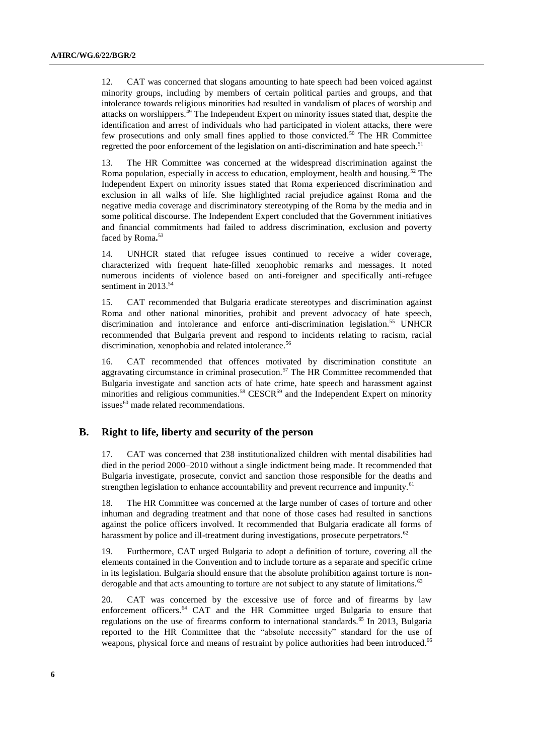12. CAT was concerned that slogans amounting to hate speech had been voiced against minority groups, including by members of certain political parties and groups, and that intolerance towards religious minorities had resulted in vandalism of places of worship and attacks on worshippers.[49] The Independent Expert on minority issues stated that, despite the identification and arrest of individuals who had participated in violent attacks, there were few prosecutions and only small fines applied to those convicted.[50] The HR Committee regretted the poor enforcement of the legislation on anti-discrimination and hate speech.[51]

13. The HR Committee was concerned at the widespread discrimination against the Roma population, especially in access to education, employment, health and housing.[52] The Independent Expert on minority issues stated that Roma experienced discrimination and exclusion in all walks of life. She highlighted racial prejudice against Roma and the negative media coverage and discriminatory stereotyping of the Roma by the media and in some political discourse. The Independent Expert concluded that the Government initiatives and financial commitments had failed to address discrimination, exclusion and poverty faced by Roma**.**[53]

14. UNHCR stated that refugee issues continued to receive a wider coverage, characterized with frequent hate-filled xenophobic remarks and messages. It noted numerous incidents of violence based on anti-foreigner and specifically anti-refugee sentiment in 2013.[54]

15. CAT recommended that Bulgaria eradicate stereotypes and discrimination against Roma and other national minorities, prohibit and prevent advocacy of hate speech, discrimination and intolerance and enforce anti-discrimination legislation.[55] UNHCR recommended that Bulgaria prevent and respond to incidents relating to racism, racial discrimination, xenophobia and related intolerance.[56]

16. CAT recommended that offences motivated by discrimination constitute an aggravating circumstance in criminal prosecution.[57] The HR Committee recommended that Bulgaria investigate and sanction acts of hate crime, hate speech and harassment against minorities and religious communities.[58] CESCR[59] and the Independent Expert on minority issues[60] made related recommendations.

## B. Right to life, liberty and security of the person

17. CAT was concerned that 238 institutionalized children with mental disabilities had died in the period 2000–2010 without a single indictment being made. It recommended that Bulgaria investigate, prosecute, convict and sanction those responsible for the deaths and strengthen legislation to enhance accountability and prevent recurrence and impunity.[61]

18. The HR Committee was concerned at the large number of cases of torture and other inhuman and degrading treatment and that none of those cases had resulted in sanctions against the police officers involved. It recommended that Bulgaria eradicate all forms of harassment by police and ill-treatment during investigations, prosecute perpetrators.[62]

19. Furthermore, CAT urged Bulgaria to adopt a definition of torture, covering all the elements contained in the Convention and to include torture as a separate and specific crime in its legislation. Bulgaria should ensure that the absolute prohibition against torture is non-derogable and that acts amounting to torture are not subject to any statute of limitations.[63]

20. CAT was concerned by the excessive use of force and of firearms by law enforcement officers.[64] CAT and the HR Committee urged Bulgaria to ensure that regulations on the use of firearms conform to international standards.[65] In 2013, Bulgaria reported to the HR Committee that the "absolute necessity" standard for the use of weapons, physical force and means of restraint by police authorities had been introduced.[66]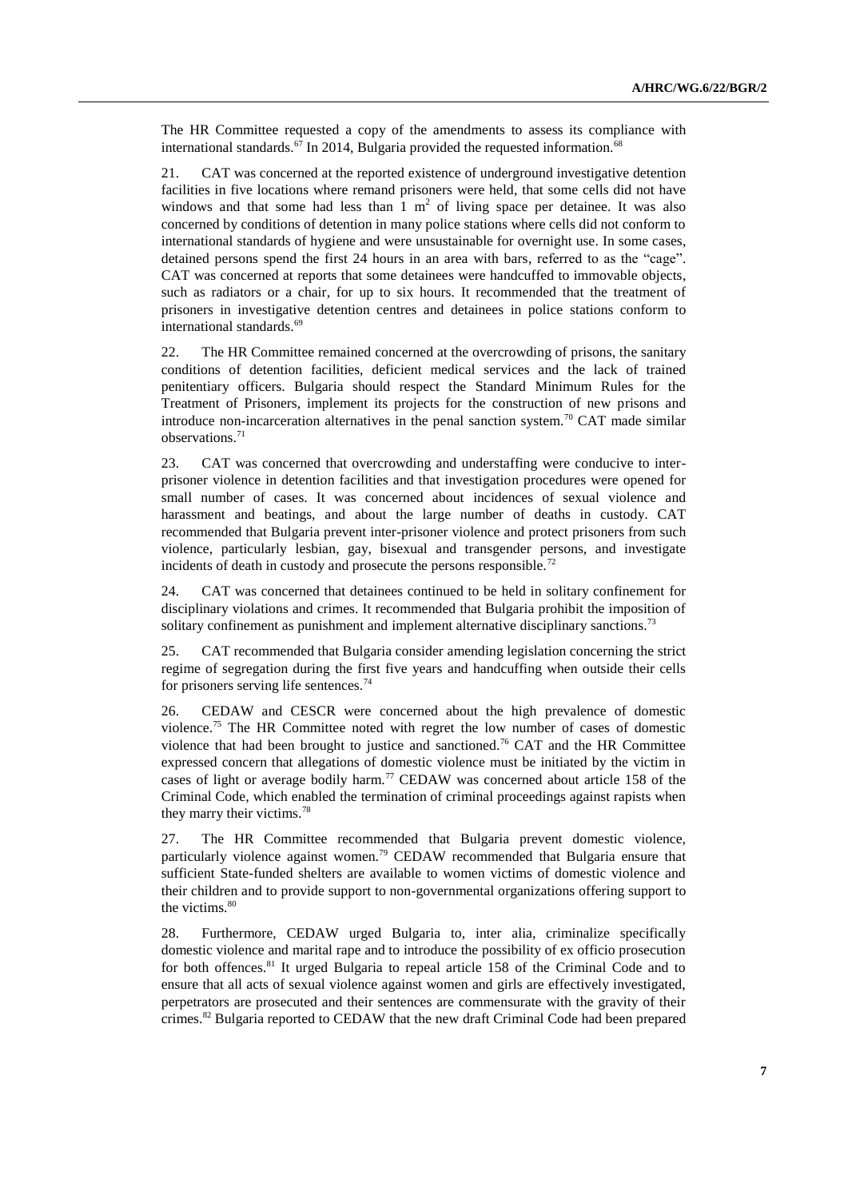The HR Committee requested a copy of the amendments to assess its compliance with international standards.[67] In 2014, Bulgaria provided the requested information.[68]

21. CAT was concerned at the reported existence of underground investigative detention facilities in five locations where remand prisoners were held, that some cells did not have windows and that some had less than 1 $m^2$ of living space per detainee. It was also concerned by conditions of detention in many police stations where cells did not conform to international standards of hygiene and were unsustainable for overnight use. In some cases, detained persons spend the first 24 hours in an area with bars, referred to as the "cage". CAT was concerned at reports that some detainees were handcuffed to immovable objects, such as radiators or a chair, for up to six hours. It recommended that the treatment of prisoners in investigative detention centres and detainees in police stations conform to international standards.[69]

22. The HR Committee remained concerned at the overcrowding of prisons, the sanitary conditions of detention facilities, deficient medical services and the lack of trained penitentiary officers. Bulgaria should respect the Standard Minimum Rules for the Treatment of Prisoners, implement its projects for the construction of new prisons and introduce non-incarceration alternatives in the penal sanction system.[70] CAT made similar observations.[71]

23. CAT was concerned that overcrowding and understaffing were conducive to inter-prisoner violence in detention facilities and that investigation procedures were opened for small number of cases. It was concerned about incidences of sexual violence and harassment and beatings, and about the large number of deaths in custody. CAT recommended that Bulgaria prevent inter-prisoner violence and protect prisoners from such violence, particularly lesbian, gay, bisexual and transgender persons, and investigate incidents of death in custody and prosecute the persons responsible.[72]

24. CAT was concerned that detainees continued to be held in solitary confinement for disciplinary violations and crimes. It recommended that Bulgaria prohibit the imposition of solitary confinement as punishment and implement alternative disciplinary sanctions.[73]

25. CAT recommended that Bulgaria consider amending legislation concerning the strict regime of segregation during the first five years and handcuffing when outside their cells for prisoners serving life sentences.[74]

26. CEDAW and CESCR were concerned about the high prevalence of domestic violence.[75] The HR Committee noted with regret the low number of cases of domestic violence that had been brought to justice and sanctioned.[76] CAT and the HR Committee expressed concern that allegations of domestic violence must be initiated by the victim in cases of light or average bodily harm.[77] CEDAW was concerned about article 158 of the Criminal Code, which enabled the termination of criminal proceedings against rapists when they marry their victims.[78]

27. The HR Committee recommended that Bulgaria prevent domestic violence, particularly violence against women.[79] CEDAW recommended that Bulgaria ensure that sufficient State-funded shelters are available to women victims of domestic violence and their children and to provide support to non-governmental organizations offering support to the victims.[80]

28. Furthermore, CEDAW urged Bulgaria to, inter alia, criminalize specifically domestic violence and marital rape and to introduce the possibility of ex officio prosecution for both offences.[81] It urged Bulgaria to repeal article 158 of the Criminal Code and to ensure that all acts of sexual violence against women and girls are effectively investigated, perpetrators are prosecuted and their sentences are commensurate with the gravity of their crimes.[82] Bulgaria reported to CEDAW that the new draft Criminal Code had been prepared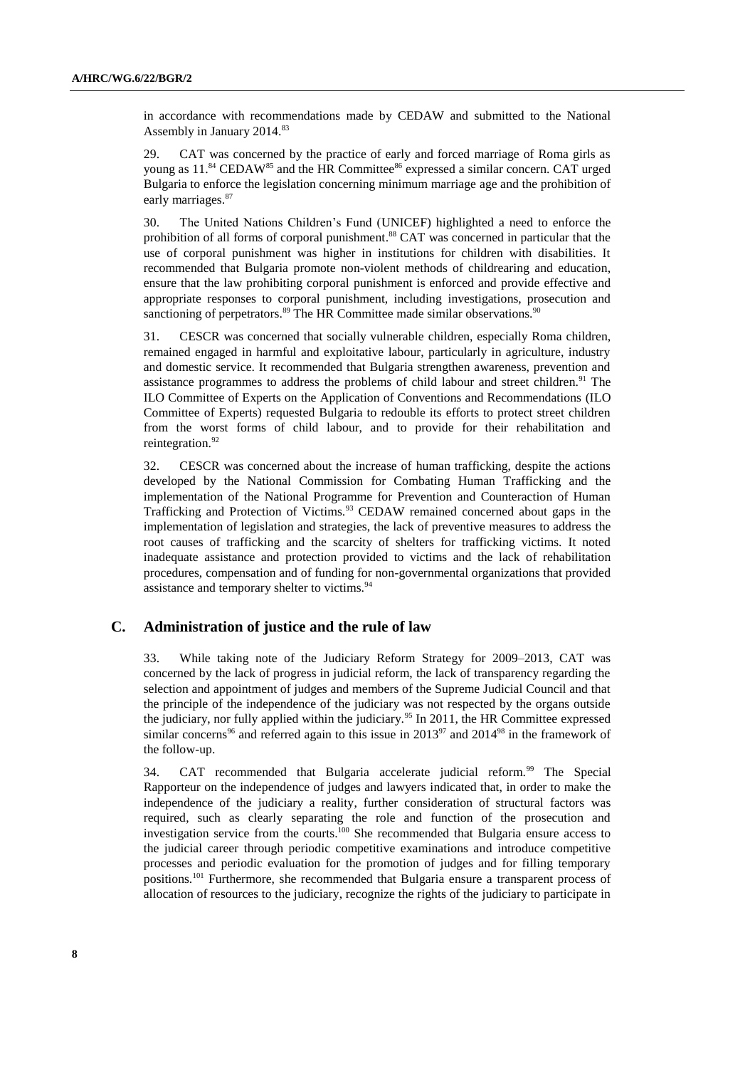in accordance with recommendations made by CEDAW and submitted to the National Assembly in January 2014.[83]

29. CAT was concerned by the practice of early and forced marriage of Roma girls as young as 11.[84] CEDAW[85] and the HR Committee[86] expressed a similar concern. CAT urged Bulgaria to enforce the legislation concerning minimum marriage age and the prohibition of early marriages.[87]

30. The United Nations Children's Fund (UNICEF) highlighted a need to enforce the prohibition of all forms of corporal punishment.[88] CAT was concerned in particular that the use of corporal punishment was higher in institutions for children with disabilities. It recommended that Bulgaria promote non-violent methods of childrearing and education, ensure that the law prohibiting corporal punishment is enforced and provide effective and appropriate responses to corporal punishment, including investigations, prosecution and sanctioning of perpetrators.[89] The HR Committee made similar observations.[90]

31. CESCR was concerned that socially vulnerable children, especially Roma children, remained engaged in harmful and exploitative labour, particularly in agriculture, industry and domestic service. It recommended that Bulgaria strengthen awareness, prevention and assistance programmes to address the problems of child labour and street children.[91] The ILO Committee of Experts on the Application of Conventions and Recommendations (ILO Committee of Experts) requested Bulgaria to redouble its efforts to protect street children from the worst forms of child labour, and to provide for their rehabilitation and reintegration.[92]

32. CESCR was concerned about the increase of human trafficking, despite the actions developed by the National Commission for Combating Human Trafficking and the implementation of the National Programme for Prevention and Counteraction of Human Trafficking and Protection of Victims.[93] CEDAW remained concerned about gaps in the implementation of legislation and strategies, the lack of preventive measures to address the root causes of trafficking and the scarcity of shelters for trafficking victims. It noted inadequate assistance and protection provided to victims and the lack of rehabilitation procedures, compensation and of funding for non-governmental organizations that provided assistance and temporary shelter to victims.[94]

## C. Administration of justice and the rule of law

33. While taking note of the Judiciary Reform Strategy for 2009–2013, CAT was concerned by the lack of progress in judicial reform, the lack of transparency regarding the selection and appointment of judges and members of the Supreme Judicial Council and that the principle of the independence of the judiciary was not respected by the organs outside the judiciary, nor fully applied within the judiciary.[95] In 2011, the HR Committee expressed similar concerns[96] and referred again to this issue in 2013[97] and 2014[98] in the framework of the follow-up.

34. CAT recommended that Bulgaria accelerate judicial reform.[99] The Special Rapporteur on the independence of judges and lawyers indicated that, in order to make the independence of the judiciary a reality, further consideration of structural factors was required, such as clearly separating the role and function of the prosecution and investigation service from the courts.[100] She recommended that Bulgaria ensure access to the judicial career through periodic competitive examinations and introduce competitive processes and periodic evaluation for the promotion of judges and for filling temporary positions.[101] Furthermore, she recommended that Bulgaria ensure a transparent process of allocation of resources to the judiciary, recognize the rights of the judiciary to participate in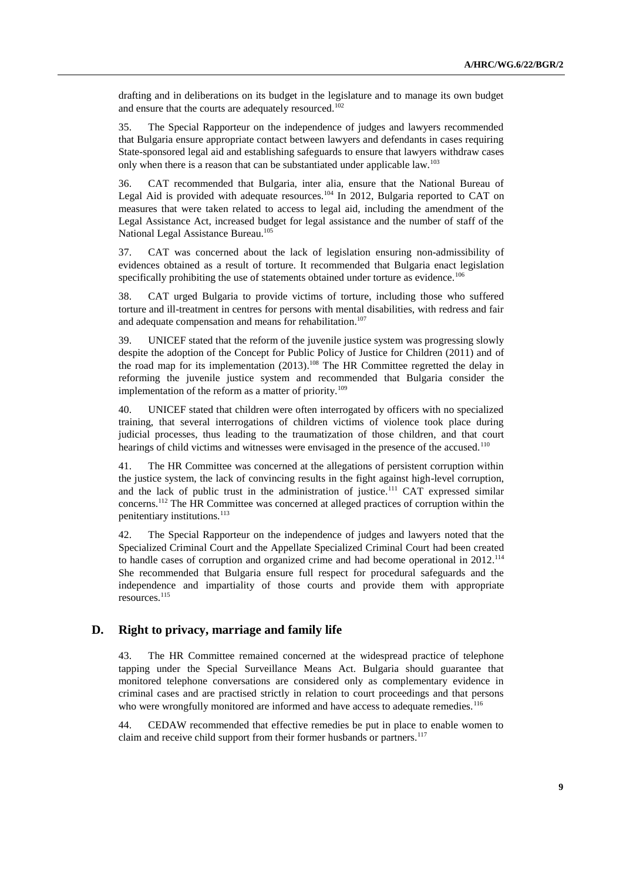drafting and in deliberations on its budget in the legislature and to manage its own budget and ensure that the courts are adequately resourced.[102]

35. The Special Rapporteur on the independence of judges and lawyers recommended that Bulgaria ensure appropriate contact between lawyers and defendants in cases requiring State-sponsored legal aid and establishing safeguards to ensure that lawyers withdraw cases only when there is a reason that can be substantiated under applicable law.[103]

36. CAT recommended that Bulgaria, inter alia, ensure that the National Bureau of Legal Aid is provided with adequate resources.[104] In 2012, Bulgaria reported to CAT on measures that were taken related to access to legal aid, including the amendment of the Legal Assistance Act, increased budget for legal assistance and the number of staff of the National Legal Assistance Bureau.[105]

37. CAT was concerned about the lack of legislation ensuring non-admissibility of evidences obtained as a result of torture. It recommended that Bulgaria enact legislation specifically prohibiting the use of statements obtained under torture as evidence.[106]

38. CAT urged Bulgaria to provide victims of torture, including those who suffered torture and ill-treatment in centres for persons with mental disabilities, with redress and fair and adequate compensation and means for rehabilitation.[107]

39. UNICEF stated that the reform of the juvenile justice system was progressing slowly despite the adoption of the Concept for Public Policy of Justice for Children (2011) and of the road map for its implementation (2013).[108] The HR Committee regretted the delay in reforming the juvenile justice system and recommended that Bulgaria consider the implementation of the reform as a matter of priority.[109]

40. UNICEF stated that children were often interrogated by officers with no specialized training, that several interrogations of children victims of violence took place during judicial processes, thus leading to the traumatization of those children, and that court hearings of child victims and witnesses were envisaged in the presence of the accused.[110]

41. The HR Committee was concerned at the allegations of persistent corruption within the justice system, the lack of convincing results in the fight against high-level corruption, and the lack of public trust in the administration of justice.[111] CAT expressed similar concerns.[112] The HR Committee was concerned at alleged practices of corruption within the penitentiary institutions.[113]

42. The Special Rapporteur on the independence of judges and lawyers noted that the Specialized Criminal Court and the Appellate Specialized Criminal Court had been created to handle cases of corruption and organized crime and had become operational in 2012.[114] She recommended that Bulgaria ensure full respect for procedural safeguards and the independence and impartiality of those courts and provide them with appropriate resources.[115]

## D. Right to privacy, marriage and family life

43. The HR Committee remained concerned at the widespread practice of telephone tapping under the Special Surveillance Means Act. Bulgaria should guarantee that monitored telephone conversations are considered only as complementary evidence in criminal cases and are practised strictly in relation to court proceedings and that persons who were wrongfully monitored are informed and have access to adequate remedies.[116]

44. CEDAW recommended that effective remedies be put in place to enable women to claim and receive child support from their former husbands or partners.[117]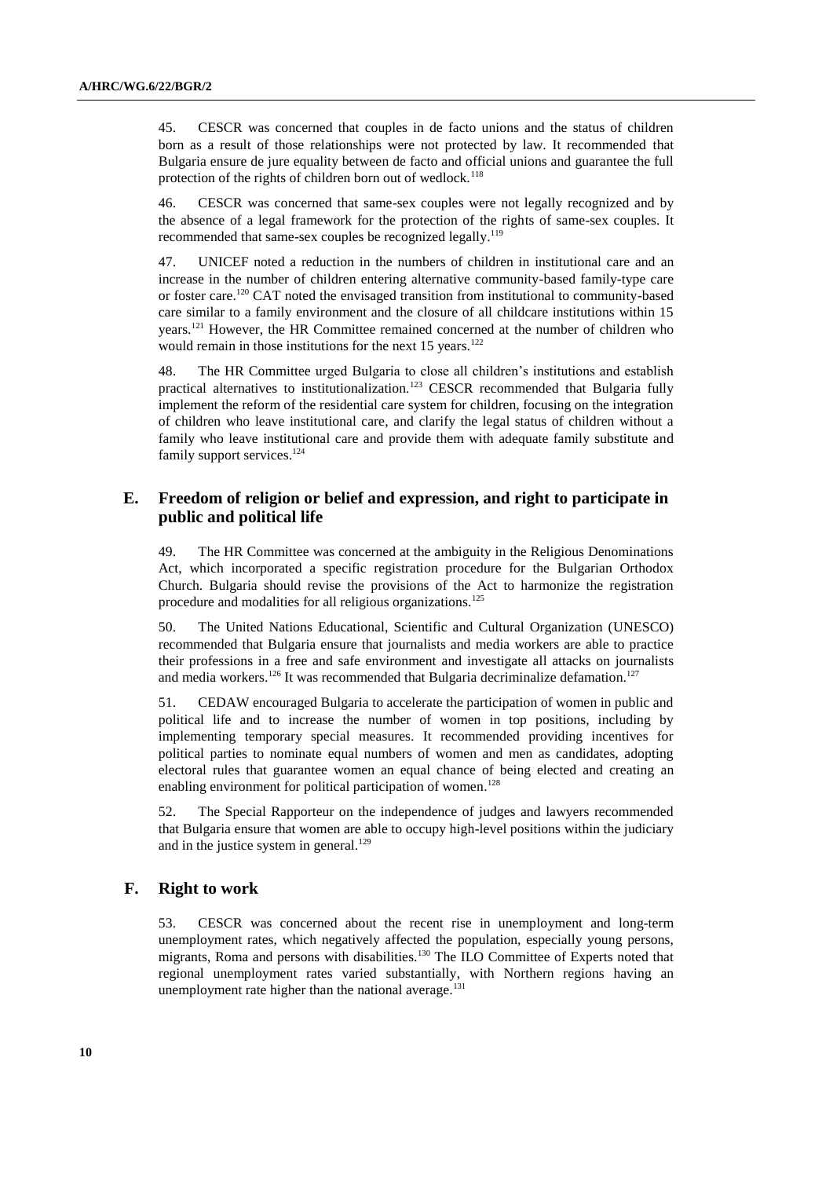45. CESCR was concerned that couples in de facto unions and the status of children born as a result of those relationships were not protected by law. It recommended that Bulgaria ensure de jure equality between de facto and official unions and guarantee the full protection of the rights of children born out of wedlock.[118]

46. CESCR was concerned that same-sex couples were not legally recognized and by the absence of a legal framework for the protection of the rights of same-sex couples. It recommended that same-sex couples be recognized legally.[119]

47. UNICEF noted a reduction in the numbers of children in institutional care and an increase in the number of children entering alternative community-based family-type care or foster care.[120] CAT noted the envisaged transition from institutional to community-based care similar to a family environment and the closure of all childcare institutions within 15 years.[121] However, the HR Committee remained concerned at the number of children who would remain in those institutions for the next 15 years.[122]

48. The HR Committee urged Bulgaria to close all children's institutions and establish practical alternatives to institutionalization.[123] CESCR recommended that Bulgaria fully implement the reform of the residential care system for children, focusing on the integration of children who leave institutional care, and clarify the legal status of children without a family who leave institutional care and provide them with adequate family substitute and family support services.[124]

## E. Freedom of religion or belief and expression, and right to participate in public and political life

49. The HR Committee was concerned at the ambiguity in the Religious Denominations Act, which incorporated a specific registration procedure for the Bulgarian Orthodox Church. Bulgaria should revise the provisions of the Act to harmonize the registration procedure and modalities for all religious organizations.[125]

50. The United Nations Educational, Scientific and Cultural Organization (UNESCO) recommended that Bulgaria ensure that journalists and media workers are able to practice their professions in a free and safe environment and investigate all attacks on journalists and media workers.[126] It was recommended that Bulgaria decriminalize defamation.[127]

51. CEDAW encouraged Bulgaria to accelerate the participation of women in public and political life and to increase the number of women in top positions, including by implementing temporary special measures. It recommended providing incentives for political parties to nominate equal numbers of women and men as candidates, adopting electoral rules that guarantee women an equal chance of being elected and creating an enabling environment for political participation of women.[128]

52. The Special Rapporteur on the independence of judges and lawyers recommended that Bulgaria ensure that women are able to occupy high-level positions within the judiciary and in the justice system in general.[129]

## F. Right to work

53. CESCR was concerned about the recent rise in unemployment and long-term unemployment rates, which negatively affected the population, especially young persons, migrants, Roma and persons with disabilities.[130] The ILO Committee of Experts noted that regional unemployment rates varied substantially, with Northern regions having an unemployment rate higher than the national average.[131]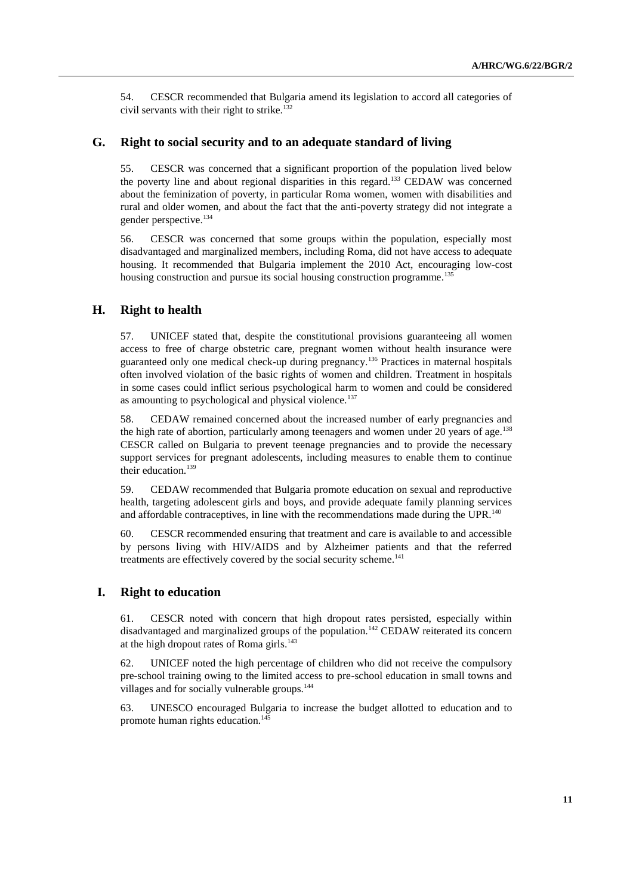54. CESCR recommended that Bulgaria amend its legislation to accord all categories of civil servants with their right to strike.[132]

## G. Right to social security and to an adequate standard of living

55. CESCR was concerned that a significant proportion of the population lived below the poverty line and about regional disparities in this regard.[133] CEDAW was concerned about the feminization of poverty, in particular Roma women, women with disabilities and rural and older women, and about the fact that the anti-poverty strategy did not integrate a gender perspective.[134]

56. CESCR was concerned that some groups within the population, especially most disadvantaged and marginalized members, including Roma, did not have access to adequate housing. It recommended that Bulgaria implement the 2010 Act, encouraging low-cost housing construction and pursue its social housing construction programme.[135]

## H. Right to health

57. UNICEF stated that, despite the constitutional provisions guaranteeing all women access to free of charge obstetric care, pregnant women without health insurance were guaranteed only one medical check-up during pregnancy.[136] Practices in maternal hospitals often involved violation of the basic rights of women and children. Treatment in hospitals in some cases could inflict serious psychological harm to women and could be considered as amounting to psychological and physical violence.[137]

58. CEDAW remained concerned about the increased number of early pregnancies and the high rate of abortion, particularly among teenagers and women under 20 years of age.[138] CESCR called on Bulgaria to prevent teenage pregnancies and to provide the necessary support services for pregnant adolescents, including measures to enable them to continue their education.[139]

59. CEDAW recommended that Bulgaria promote education on sexual and reproductive health, targeting adolescent girls and boys, and provide adequate family planning services and affordable contraceptives, in line with the recommendations made during the UPR.[140]

60. CESCR recommended ensuring that treatment and care is available to and accessible by persons living with HIV/AIDS and by Alzheimer patients and that the referred treatments are effectively covered by the social security scheme.[141]

## I. Right to education

61. CESCR noted with concern that high dropout rates persisted, especially within disadvantaged and marginalized groups of the population.[142] CEDAW reiterated its concern at the high dropout rates of Roma girls.[143]

62. UNICEF noted the high percentage of children who did not receive the compulsory pre-school training owing to the limited access to pre-school education in small towns and villages and for socially vulnerable groups.[144]

63. UNESCO encouraged Bulgaria to increase the budget allotted to education and to promote human rights education.[145]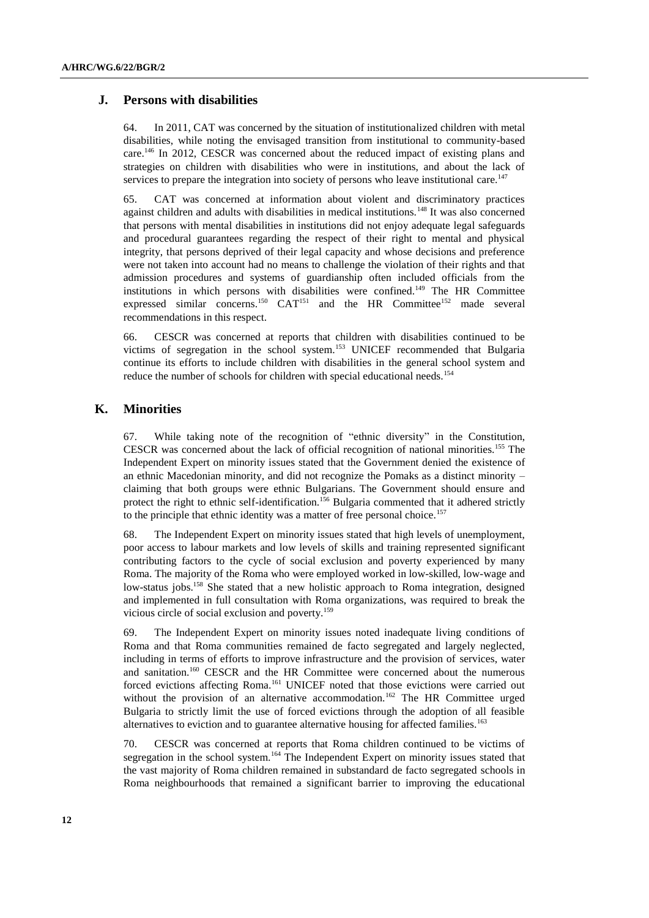## J. Persons with disabilities

64. In 2011, CAT was concerned by the situation of institutionalized children with metal disabilities, while noting the envisaged transition from institutional to community-based care.[146] In 2012, CESCR was concerned about the reduced impact of existing plans and strategies on children with disabilities who were in institutions, and about the lack of services to prepare the integration into society of persons who leave institutional care.[147]

65. CAT was concerned at information about violent and discriminatory practices against children and adults with disabilities in medical institutions.[148] It was also concerned that persons with mental disabilities in institutions did not enjoy adequate legal safeguards and procedural guarantees regarding the respect of their right to mental and physical integrity, that persons deprived of their legal capacity and whose decisions and preference were not taken into account had no means to challenge the violation of their rights and that admission procedures and systems of guardianship often included officials from the institutions in which persons with disabilities were confined.[149] The HR Committee expressed similar concerns.[150] CAT[151] and the HR Committee[152] made several recommendations in this respect.

66. CESCR was concerned at reports that children with disabilities continued to be victims of segregation in the school system.[153] UNICEF recommended that Bulgaria continue its efforts to include children with disabilities in the general school system and reduce the number of schools for children with special educational needs.[154]

## K. Minorities

67. While taking note of the recognition of "ethnic diversity" in the Constitution, CESCR was concerned about the lack of official recognition of national minorities.[155] The Independent Expert on minority issues stated that the Government denied the existence of an ethnic Macedonian minority, and did not recognize the Pomaks as a distinct minority – claiming that both groups were ethnic Bulgarians. The Government should ensure and protect the right to ethnic self-identification.[156] Bulgaria commented that it adhered strictly to the principle that ethnic identity was a matter of free personal choice.[157]

68. The Independent Expert on minority issues stated that high levels of unemployment, poor access to labour markets and low levels of skills and training represented significant contributing factors to the cycle of social exclusion and poverty experienced by many Roma. The majority of the Roma who were employed worked in low-skilled, low-wage and low-status jobs.[158] She stated that a new holistic approach to Roma integration, designed and implemented in full consultation with Roma organizations, was required to break the vicious circle of social exclusion and poverty.[159]

69. The Independent Expert on minority issues noted inadequate living conditions of Roma and that Roma communities remained de facto segregated and largely neglected, including in terms of efforts to improve infrastructure and the provision of services, water and sanitation.[160] CESCR and the HR Committee were concerned about the numerous forced evictions affecting Roma.[161] UNICEF noted that those evictions were carried out without the provision of an alternative accommodation.[162] The HR Committee urged Bulgaria to strictly limit the use of forced evictions through the adoption of all feasible alternatives to eviction and to guarantee alternative housing for affected families.[163]

70. CESCR was concerned at reports that Roma children continued to be victims of segregation in the school system.[164] The Independent Expert on minority issues stated that the vast majority of Roma children remained in substandard de facto segregated schools in Roma neighbourhoods that remained a significant barrier to improving the educational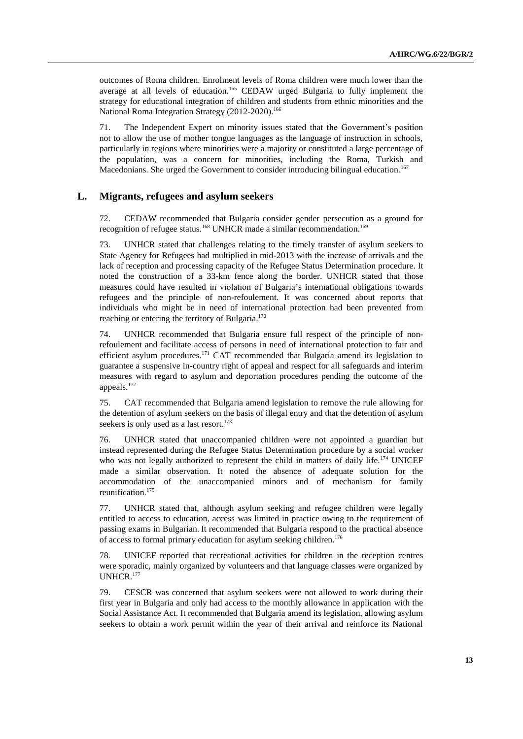outcomes of Roma children. Enrolment levels of Roma children were much lower than the average at all levels of education.[165] CEDAW urged Bulgaria to fully implement the strategy for educational integration of children and students from ethnic minorities and the National Roma Integration Strategy (2012-2020).[166]

71. The Independent Expert on minority issues stated that the Government's position not to allow the use of mother tongue languages as the language of instruction in schools, particularly in regions where minorities were a majority or constituted a large percentage of the population, was a concern for minorities, including the Roma, Turkish and Macedonians. She urged the Government to consider introducing bilingual education.[167]

## L. Migrants, refugees and asylum seekers

72. CEDAW recommended that Bulgaria consider gender persecution as a ground for recognition of refugee status.[168] UNHCR made a similar recommendation.[169]

73. UNHCR stated that challenges relating to the timely transfer of asylum seekers to State Agency for Refugees had multiplied in mid-2013 with the increase of arrivals and the lack of reception and processing capacity of the Refugee Status Determination procedure. It noted the construction of a 33-km fence along the border. UNHCR stated that those measures could have resulted in violation of Bulgaria's international obligations towards refugees and the principle of non-refoulement. It was concerned about reports that individuals who might be in need of international protection had been prevented from reaching or entering the territory of Bulgaria.[170]

74. UNHCR recommended that Bulgaria ensure full respect of the principle of non-refoulement and facilitate access of persons in need of international protection to fair and efficient asylum procedures.[171] CAT recommended that Bulgaria amend its legislation to guarantee a suspensive in-country right of appeal and respect for all safeguards and interim measures with regard to asylum and deportation procedures pending the outcome of the appeals.[172]

75. CAT recommended that Bulgaria amend legislation to remove the rule allowing for the detention of asylum seekers on the basis of illegal entry and that the detention of asylum seekers is only used as a last resort.[173]

76. UNHCR stated that unaccompanied children were not appointed a guardian but instead represented during the Refugee Status Determination procedure by a social worker who was not legally authorized to represent the child in matters of daily life.[174] UNICEF made a similar observation. It noted the absence of adequate solution for the accommodation of the unaccompanied minors and of mechanism for family reunification.[175]

77. UNHCR stated that, although asylum seeking and refugee children were legally entitled to access to education, access was limited in practice owing to the requirement of passing exams in Bulgarian. It recommended that Bulgaria respond to the practical absence of access to formal primary education for asylum seeking children.[176]

78. UNICEF reported that recreational activities for children in the reception centres were sporadic, mainly organized by volunteers and that language classes were organized by UNHCR.[177]

79. CESCR was concerned that asylum seekers were not allowed to work during their first year in Bulgaria and only had access to the monthly allowance in application with the Social Assistance Act. It recommended that Bulgaria amend its legislation, allowing asylum seekers to obtain a work permit within the year of their arrival and reinforce its National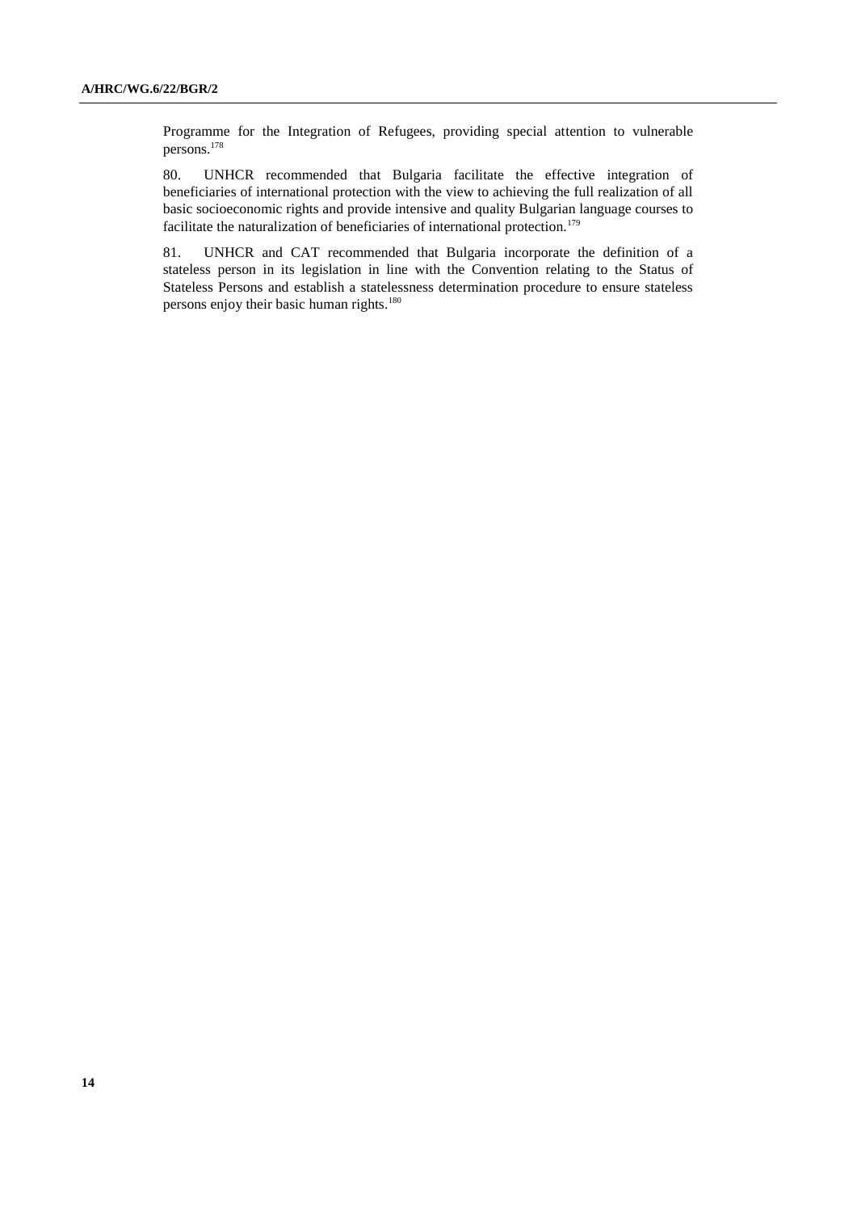Programme for the Integration of Refugees, providing special attention to vulnerable persons.[178]

80. UNHCR recommended that Bulgaria facilitate the effective integration of beneficiaries of international protection with the view to achieving the full realization of all basic socioeconomic rights and provide intensive and quality Bulgarian language courses to facilitate the naturalization of beneficiaries of international protection.[179]

81. UNHCR and CAT recommended that Bulgaria incorporate the definition of a stateless person in its legislation in line with the Convention relating to the Status of Stateless Persons and establish a statelessness determination procedure to ensure stateless persons enjoy their basic human rights.[180]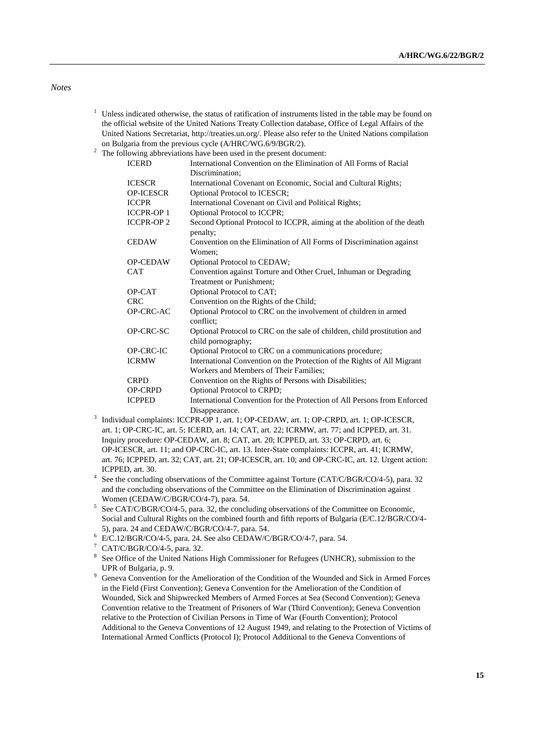*Notes*

[1] Unless indicated otherwise, the status of ratification of instruments listed in the table may be found on the official website of the United Nations Treaty Collection database, Office of Legal Affairs of the United Nations Secretariat, http://treaties.un.org/. Please also refer to the United Nations compilation on Bulgaria from the previous cycle (A/HRC/WG.6/9/BGR/2).

[2] The following abbreviations have been used in the present document:

| | |
|---|---|
| ICERD | International Convention on the Elimination of All Forms of Racial Discrimination; |
| ICESCR | International Covenant on Economic, Social and Cultural Rights; |
| OP-ICESCR | Optional Protocol to ICESCR; |
| ICCPR | International Covenant on Civil and Political Rights; |
| ICCPR-OP 1 | Optional Protocol to ICCPR; |
| ICCPR-OP 2 | Second Optional Protocol to ICCPR, aiming at the abolition of the death penalty; |
| CEDAW | Convention on the Elimination of All Forms of Discrimination against Women; |
| OP-CEDAW | Optional Protocol to CEDAW; |
| CAT | Convention against Torture and Other Cruel, Inhuman or Degrading Treatment or Punishment; |
| OP-CAT | Optional Protocol to CAT; |
| CRC | Convention on the Rights of the Child; |
| OP-CRC-AC | Optional Protocol to CRC on the involvement of children in armed conflict; |
| OP-CRC-SC | Optional Protocol to CRC on the sale of children, child prostitution and child pornography; |
| OP-CRC-IC | Optional Protocol to CRC on a communications procedure; |
| ICRMW | International Convention on the Protection of the Rights of All Migrant Workers and Members of Their Families; |
| CRPD | Convention on the Rights of Persons with Disabilities; |
| OP-CRPD | Optional Protocol to CRPD; |
| ICPPED | International Convention for the Protection of All Persons from Enforced Disappearance. |

[3] Individual complaints: ICCPR-OP 1, art. 1; OP-CEDAW, art. 1; OP-CRPD, art. 1; OP-ICESCR, art. 1; OP-CRC-IC, art. 5; ICERD, art. 14; CAT, art. 22; ICRMW, art. 77; and ICPPED, art. 31. Inquiry procedure: OP-CEDAW, art. 8; CAT, art. 20; ICPPED, art. 33; OP-CRPD, art. 6; OP-ICESCR, art. 11; and OP-CRC-IC, art. 13. Inter-State complaints: ICCPR, art. 41; ICRMW, art. 76; ICPPED, art. 32; CAT, art. 21; OP-ICESCR, art. 10; and OP-CRC-IC, art. 12. Urgent action: ICPPED, art. 30.

[4] See the concluding observations of the Committee against Torture (CAT/C/BGR/CO/4-5), para. 32 and the concluding observations of the Committee on the Elimination of Discrimination against Women (CEDAW/C/BGR/CO/4-7), para. 54.

[5] See CAT/C/BGR/CO/4-5, para. 32, the concluding observations of the Committee on Economic, Social and Cultural Rights on the combined fourth and fifth reports of Bulgaria (E/C.12/BGR/CO/4-5), para. 24 and CEDAW/C/BGR/CO/4-7, para. 54.

[6] E/C.12/BGR/CO/4-5, para. 24. See also CEDAW/C/BGR/CO/4-7, para. 54.

[7] CAT/C/BGR/CO/4-5, para. 32.

[8] See Office of the United Nations High Commissioner for Refugees (UNHCR), submission to the UPR of Bulgaria, p. 9.

[9] Geneva Convention for the Amelioration of the Condition of the Wounded and Sick in Armed Forces in the Field (First Convention); Geneva Convention for the Amelioration of the Condition of Wounded, Sick and Shipwrecked Members of Armed Forces at Sea (Second Convention); Geneva Convention relative to the Treatment of Prisoners of War (Third Convention); Geneva Convention relative to the Protection of Civilian Persons in Time of War (Fourth Convention); Protocol Additional to the Geneva Conventions of 12 August 1949, and relating to the Protection of Victims of International Armed Conflicts (Protocol I); Protocol Additional to the Geneva Conventions of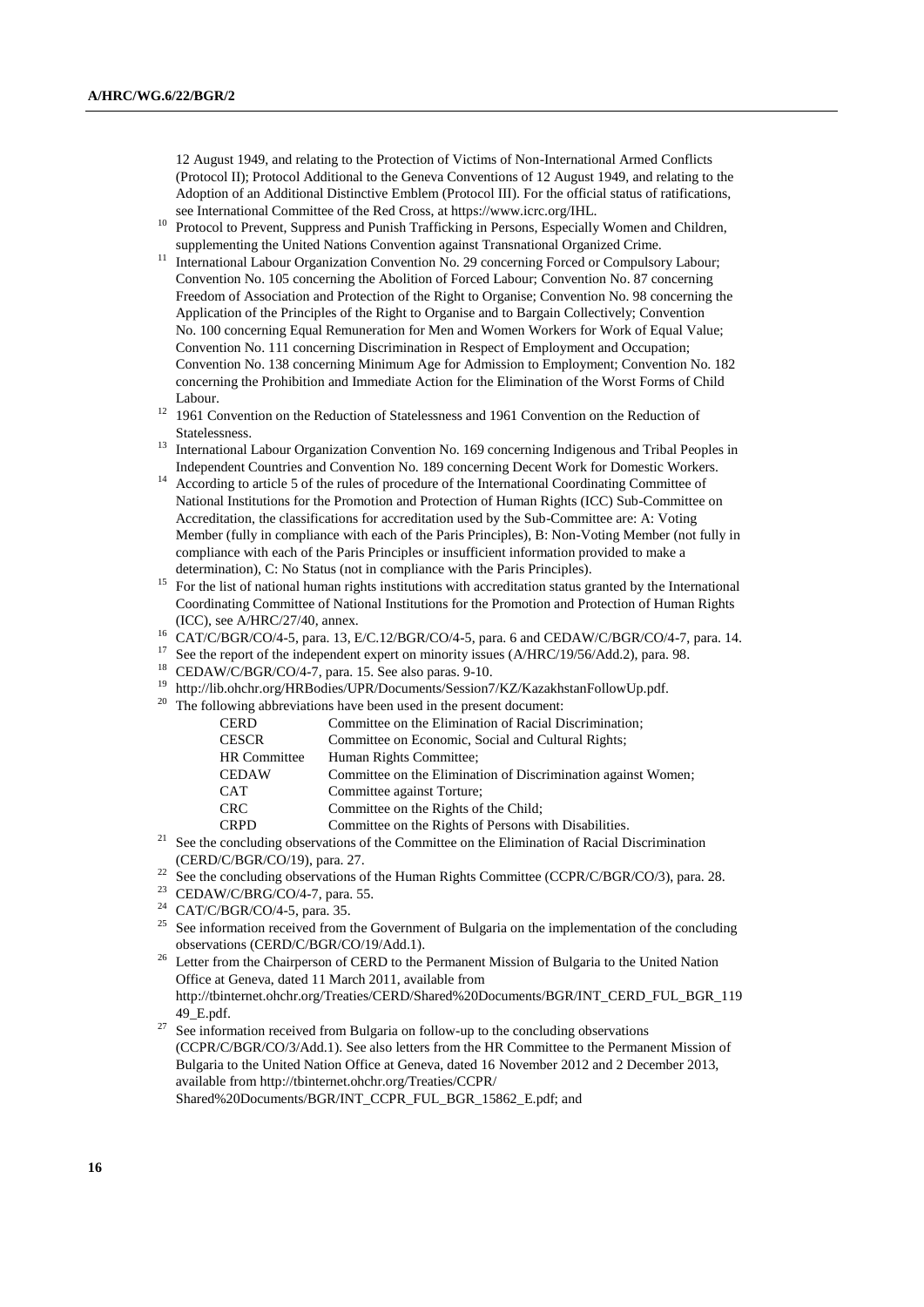12 August 1949, and relating to the Protection of Victims of Non-International Armed Conflicts (Protocol II); Protocol Additional to the Geneva Conventions of 12 August 1949, and relating to the Adoption of an Additional Distinctive Emblem (Protocol III). For the official status of ratifications, see International Committee of the Red Cross, at https://www.icrc.org/IHL.

[10] Protocol to Prevent, Suppress and Punish Trafficking in Persons, Especially Women and Children, supplementing the United Nations Convention against Transnational Organized Crime.

[11] International Labour Organization Convention No. 29 concerning Forced or Compulsory Labour; Convention No. 105 concerning the Abolition of Forced Labour; Convention No. 87 concerning Freedom of Association and Protection of the Right to Organise; Convention No. 98 concerning the Application of the Principles of the Right to Organise and to Bargain Collectively; Convention No. 100 concerning Equal Remuneration for Men and Women Workers for Work of Equal Value; Convention No. 111 concerning Discrimination in Respect of Employment and Occupation; Convention No. 138 concerning Minimum Age for Admission to Employment; Convention No. 182 concerning the Prohibition and Immediate Action for the Elimination of the Worst Forms of Child Labour.

[12] 1961 Convention on the Reduction of Statelessness and 1961 Convention on the Reduction of Statelessness.

[13] International Labour Organization Convention No. 169 concerning Indigenous and Tribal Peoples in Independent Countries and Convention No. 189 concerning Decent Work for Domestic Workers.

[14] According to article 5 of the rules of procedure of the International Coordinating Committee of National Institutions for the Promotion and Protection of Human Rights (ICC) Sub-Committee on Accreditation, the classifications for accreditation used by the Sub-Committee are: A: Voting Member (fully in compliance with each of the Paris Principles), B: Non-Voting Member (not fully in compliance with each of the Paris Principles or insufficient information provided to make a determination), C: No Status (not in compliance with the Paris Principles).

[15] For the list of national human rights institutions with accreditation status granted by the International Coordinating Committee of National Institutions for the Promotion and Protection of Human Rights (ICC), see A/HRC/27/40, annex.

[16] CAT/C/BGR/CO/4-5, para. 13, E/C.12/BGR/CO/4-5, para. 6 and CEDAW/C/BGR/CO/4-7, para. 14.

[17] See the report of the independent expert on minority issues (A/HRC/19/56/Add.2), para. 98.

[18] CEDAW/C/BGR/CO/4-7, para. 15. See also paras. 9-10.

[19] http://lib.ohchr.org/HRBodies/UPR/Documents/Session7/KZ/KazakhstanFollowUp.pdf.

[20] The following abbreviations have been used in the present document:

| | |
|---|---|
| CERD | Committee on the Elimination of Racial Discrimination; |
| CESCR | Committee on Economic, Social and Cultural Rights; |
| HR Committee | Human Rights Committee; |
| CEDAW | Committee on the Elimination of Discrimination against Women; |
| CAT | Committee against Torture; |
| CRC | Committee on the Rights of the Child; |
| CRPD | Committee on the Rights of Persons with Disabilities. |

[21] See the concluding observations of the Committee on the Elimination of Racial Discrimination (CERD/C/BGR/CO/19), para. 27.

[22] See the concluding observations of the Human Rights Committee (CCPR/C/BGR/CO/3), para. 28.

[23] CEDAW/C/BRG/CO/4-7, para. 55.

[24] CAT/C/BGR/CO/4-5, para. 35.

[25] See information received from the Government of Bulgaria on the implementation of the concluding observations (CERD/C/BGR/CO/19/Add.1).

[26] Letter from the Chairperson of CERD to the Permanent Mission of Bulgaria to the United Nation Office at Geneva, dated 11 March 2011, available from http://tbinternet.ohchr.org/Treaties/CERD/Shared%20Documents/BGR/INT_CERD_FUL_BGR_11949_E.pdf.

[27] See information received from Bulgaria on follow-up to the concluding observations (CCPR/C/BGR/CO/3/Add.1). See also letters from the HR Committee to the Permanent Mission of Bulgaria to the United Nation Office at Geneva, dated 16 November 2012 and 2 December 2013, available from http://tbinternet.ohchr.org/Treaties/CCPR/Shared%20Documents/BGR/INT_CCPR_FUL_BGR_15862_E.pdf; and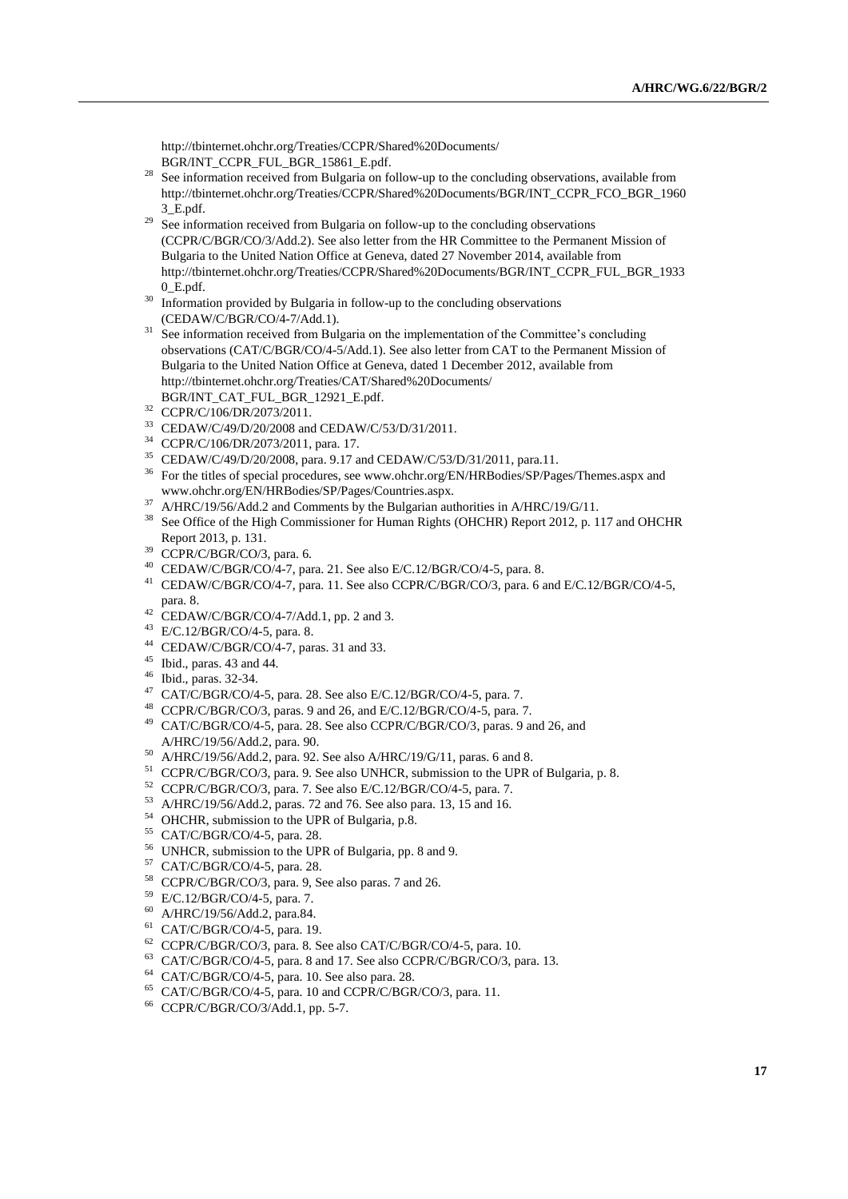http://tbinternet.ohchr.org/Treaties/CCPR/Shared%20Documents/BGR/INT_CCPR_FUL_BGR_15861_E.pdf.

[28] See information received from Bulgaria on follow-up to the concluding observations, available from http://tbinternet.ohchr.org/Treaties/CCPR/Shared%20Documents/BGR/INT_CCPR_FCO_BGR_19603_E.pdf.

[29] See information received from Bulgaria on follow-up to the concluding observations (CCPR/C/BGR/CO/3/Add.2). See also letter from the HR Committee to the Permanent Mission of Bulgaria to the United Nation Office at Geneva, dated 27 November 2014, available from http://tbinternet.ohchr.org/Treaties/CCPR/Shared%20Documents/BGR/INT_CCPR_FUL_BGR_19330_E.pdf.

[30] Information provided by Bulgaria in follow-up to the concluding observations (CEDAW/C/BGR/CO/4-7/Add.1).

[31] See information received from Bulgaria on the implementation of the Committee's concluding observations (CAT/C/BGR/CO/4-5/Add.1). See also letter from CAT to the Permanent Mission of Bulgaria to the United Nation Office at Geneva, dated 1 December 2012, available from http://tbinternet.ohchr.org/Treaties/CAT/Shared%20Documents/BGR/INT_CAT_FUL_BGR_12921_E.pdf.

[32] CCPR/C/106/DR/2073/2011.

[33] CEDAW/C/49/D/20/2008 and CEDAW/C/53/D/31/2011.

[34] CCPR/C/106/DR/2073/2011, para. 17.

[35] CEDAW/C/49/D/20/2008, para. 9.17 and CEDAW/C/53/D/31/2011, para.11.

[36] For the titles of special procedures, see www.ohchr.org/EN/HRBodies/SP/Pages/Themes.aspx and www.ohchr.org/EN/HRBodies/SP/Pages/Countries.aspx.

[37] A/HRC/19/56/Add.2 and Comments by the Bulgarian authorities in A/HRC/19/G/11.

[38] See Office of the High Commissioner for Human Rights (OHCHR) Report 2012, p. 117 and OHCHR Report 2013, p. 131.

[39] CCPR/C/BGR/CO/3, para. 6.

[40] CEDAW/C/BGR/CO/4-7, para. 21. See also E/C.12/BGR/CO/4-5, para. 8.

[41] CEDAW/C/BGR/CO/4-7, para. 11. See also CCPR/C/BGR/CO/3, para. 6 and E/C.12/BGR/CO/4-5, para. 8.

[42] CEDAW/C/BGR/CO/4-7/Add.1, pp. 2 and 3.

[43] E/C.12/BGR/CO/4-5, para. 8.

[44] CEDAW/C/BGR/CO/4-7, paras. 31 and 33.

[45] Ibid., paras. 43 and 44.

[46] Ibid., paras. 32-34.

[47] CAT/C/BGR/CO/4-5, para. 28. See also E/C.12/BGR/CO/4-5, para. 7.

[48] CCPR/C/BGR/CO/3, paras. 9 and 26, and E/C.12/BGR/CO/4-5, para. 7.

[49] CAT/C/BGR/CO/4-5, para. 28. See also CCPR/C/BGR/CO/3, paras. 9 and 26, and A/HRC/19/56/Add.2, para. 90.

[50] A/HRC/19/56/Add.2, para. 92. See also A/HRC/19/G/11, paras. 6 and 8.

[51] CCPR/C/BGR/CO/3, para. 9. See also UNHCR, submission to the UPR of Bulgaria, p. 8.

[52] CCPR/C/BGR/CO/3, para. 7. See also E/C.12/BGR/CO/4-5, para. 7.

[53] A/HRC/19/56/Add.2, paras. 72 and 76. See also para. 13, 15 and 16.

[54] OHCHR, submission to the UPR of Bulgaria, p.8.

[55] CAT/C/BGR/CO/4-5, para. 28.

[56] UNHCR, submission to the UPR of Bulgaria, pp. 8 and 9.

[57] CAT/C/BGR/CO/4-5, para. 28.

[58] CCPR/C/BGR/CO/3, para. 9, See also paras. 7 and 26.

[59] E/C.12/BGR/CO/4-5, para. 7.

[60] A/HRC/19/56/Add.2, para.84.

[61] CAT/C/BGR/CO/4-5, para. 19.

[62] CCPR/C/BGR/CO/3, para. 8. See also CAT/C/BGR/CO/4-5, para. 10.

[63] CAT/C/BGR/CO/4-5, para. 8 and 17. See also CCPR/C/BGR/CO/3, para. 13.

[64] CAT/C/BGR/CO/4-5, para. 10. See also para. 28.

[65] CAT/C/BGR/CO/4-5, para. 10 and CCPR/C/BGR/CO/3, para. 11.

[66] CCPR/C/BGR/CO/3/Add.1, pp. 5-7.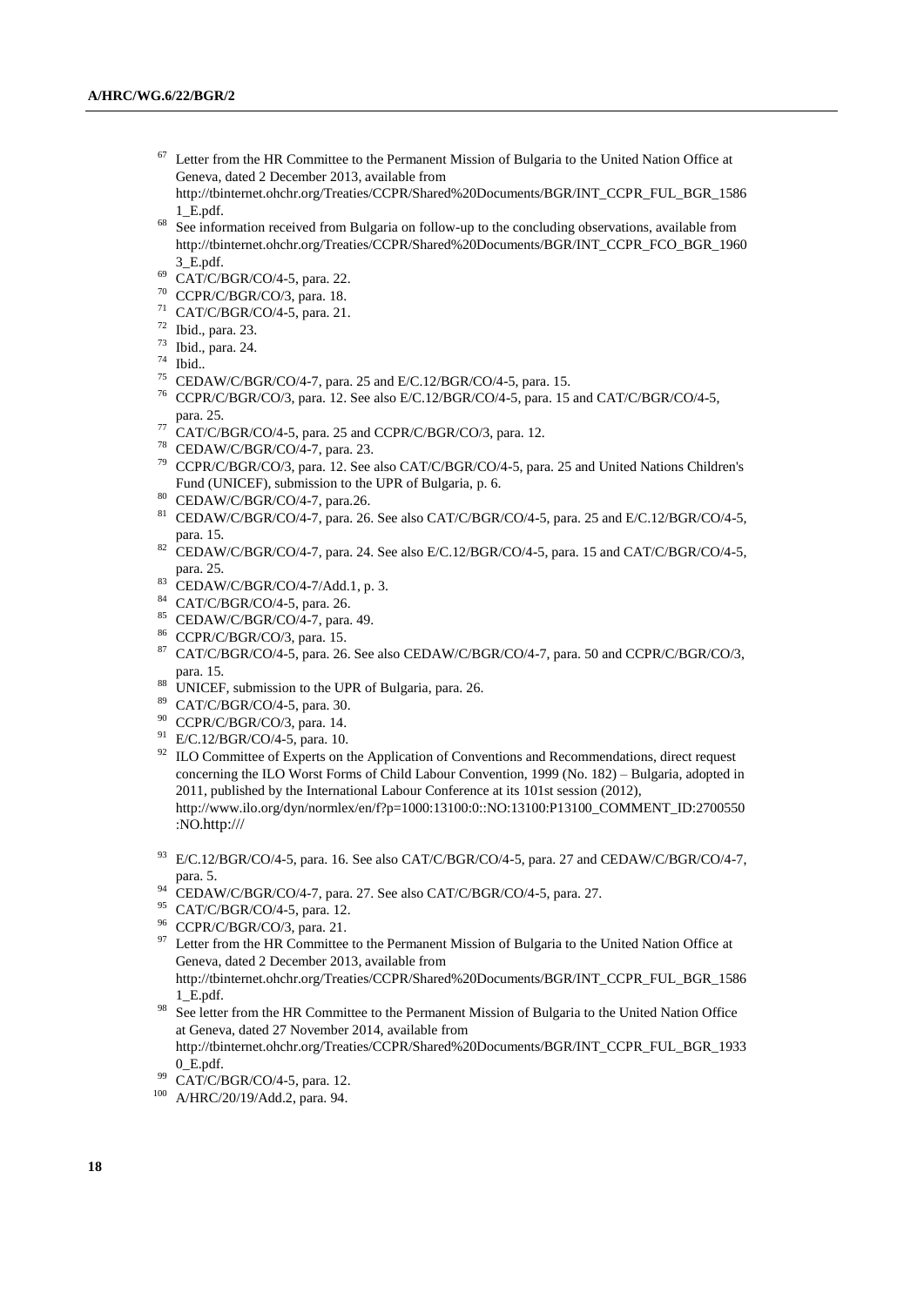[67] Letter from the HR Committee to the Permanent Mission of Bulgaria to the United Nation Office at Geneva, dated 2 December 2013, available from http://tbinternet.ohchr.org/Treaties/CCPR/Shared%20Documents/BGR/INT_CCPR_FUL_BGR_15861_E.pdf.

[68] See information received from Bulgaria on follow-up to the concluding observations, available from http://tbinternet.ohchr.org/Treaties/CCPR/Shared%20Documents/BGR/INT_CCPR_FCO_BGR_19603_E.pdf.

[69] CAT/C/BGR/CO/4-5, para. 22.

[70] CCPR/C/BGR/CO/3, para. 18.

[71] CAT/C/BGR/CO/4-5, para. 21.

[72] Ibid., para. 23.

[73] Ibid., para. 24.

[74] Ibid..

[75] CEDAW/C/BGR/CO/4-7, para. 25 and E/C.12/BGR/CO/4-5, para. 15.

[76] CCPR/C/BGR/CO/3, para. 12. See also E/C.12/BGR/CO/4-5, para. 15 and CAT/C/BGR/CO/4-5, para. 25.

[77] CAT/C/BGR/CO/4-5, para. 25 and CCPR/C/BGR/CO/3, para. 12.

[78] CEDAW/C/BGR/CO/4-7, para. 23.

[79] CCPR/C/BGR/CO/3, para. 12. See also CAT/C/BGR/CO/4-5, para. 25 and United Nations Children's Fund (UNICEF), submission to the UPR of Bulgaria, p. 6.

[80] CEDAW/C/BGR/CO/4-7, para.26.

[81] CEDAW/C/BGR/CO/4-7, para. 26. See also CAT/C/BGR/CO/4-5, para. 25 and E/C.12/BGR/CO/4-5, para. 15.

[82] CEDAW/C/BGR/CO/4-7, para. 24. See also E/C.12/BGR/CO/4-5, para. 15 and CAT/C/BGR/CO/4-5, para. 25.

[83] CEDAW/C/BGR/CO/4-7/Add.1, p. 3.

[84] CAT/C/BGR/CO/4-5, para. 26.

[85] CEDAW/C/BGR/CO/4-7, para. 49.

[86] CCPR/C/BGR/CO/3, para. 15.

[87] CAT/C/BGR/CO/4-5, para. 26. See also CEDAW/C/BGR/CO/4-7, para. 50 and CCPR/C/BGR/CO/3, para. 15.

[88] UNICEF, submission to the UPR of Bulgaria, para. 26.

[89] CAT/C/BGR/CO/4-5, para. 30.

[90] CCPR/C/BGR/CO/3, para. 14.

[91] E/C.12/BGR/CO/4-5, para. 10.

[92] ILO Committee of Experts on the Application of Conventions and Recommendations, direct request concerning the ILO Worst Forms of Child Labour Convention, 1999 (No. 182) – Bulgaria, adopted in 2011, published by the International Labour Conference at its 101st session (2012), http://www.ilo.org/dyn/normlex/en/f?p=1000:13100:0::NO:13100:P13100_COMMENT_ID:2700550:NO.http:///

[93] E/C.12/BGR/CO/4-5, para. 16. See also CAT/C/BGR/CO/4-5, para. 27 and CEDAW/C/BGR/CO/4-7, para. 5.

[94] CEDAW/C/BGR/CO/4-7, para. 27. See also CAT/C/BGR/CO/4-5, para. 27.

[95] CAT/C/BGR/CO/4-5, para. 12.

[96] CCPR/C/BGR/CO/3, para. 21.

[97] Letter from the HR Committee to the Permanent Mission of Bulgaria to the United Nation Office at Geneva, dated 2 December 2013, available from http://tbinternet.ohchr.org/Treaties/CCPR/Shared%20Documents/BGR/INT_CCPR_FUL_BGR_15861_E.pdf.

[98] See letter from the HR Committee to the Permanent Mission of Bulgaria to the United Nation Office at Geneva, dated 27 November 2014, available from http://tbinternet.ohchr.org/Treaties/CCPR/Shared%20Documents/BGR/INT_CCPR_FUL_BGR_19330_E.pdf.

[99] CAT/C/BGR/CO/4-5, para. 12.

[100] A/HRC/20/19/Add.2, para. 94.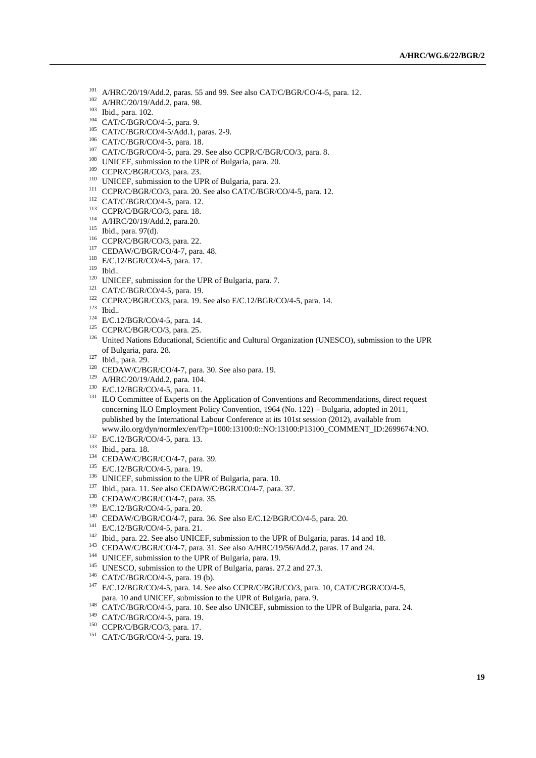[101] A/HRC/20/19/Add.2, paras. 55 and 99. See also CAT/C/BGR/CO/4-5, para. 12.
[102] A/HRC/20/19/Add.2, para. 98.
[103] Ibid., para. 102.
[104] CAT/C/BGR/CO/4-5, para. 9.
[105] CAT/C/BGR/CO/4-5/Add.1, paras. 2-9.
[106] CAT/C/BGR/CO/4-5, para. 18.
[107] CAT/C/BGR/CO/4-5, para. 29. See also CCPR/C/BGR/CO/3, para. 8.
[108] UNICEF, submission to the UPR of Bulgaria, para. 20.
[109] CCPR/C/BGR/CO/3, para. 23.
[110] UNICEF, submission to the UPR of Bulgaria, para. 23.
[111] CCPR/C/BGR/CO/3, para. 20. See also CAT/C/BGR/CO/4-5, para. 12.
[112] CAT/C/BGR/CO/4-5, para. 12.
[113] CCPR/C/BGR/CO/3, para. 18.
[114] A/HRC/20/19/Add.2, para.20.
[115] Ibid., para. 97(d).
[116] CCPR/C/BGR/CO/3, para. 22.
[117] CEDAW/C/BGR/CO/4-7, para. 48.
[118] E/C.12/BGR/CO/4-5, para. 17.
[119] Ibid..
[120] UNICEF, submission for the UPR of Bulgaria, para. 7.
[121] CAT/C/BGR/CO/4-5, para. 19.
[122] CCPR/C/BGR/CO/3, para. 19. See also E/C.12/BGR/CO/4-5, para. 14.
[123] Ibid..
[124] E/C.12/BGR/CO/4-5, para. 14.
[125] CCPR/C/BGR/CO/3, para. 25.
[126] United Nations Educational, Scientific and Cultural Organization (UNESCO), submission to the UPR of Bulgaria, para. 28.
[127] Ibid., para. 29.
[128] CEDAW/C/BGR/CO/4-7, para. 30. See also para. 19.
[129] A/HRC/20/19/Add.2, para. 104.
[130] E/C.12/BGR/CO/4-5, para. 11.
[131] ILO Committee of Experts on the Application of Conventions and Recommendations, direct request concerning ILO Employment Policy Convention, 1964 (No. 122) – Bulgaria, adopted in 2011, published by the International Labour Conference at its 101st session (2012), available from www.ilo.org/dyn/normlex/en/f?p=1000:13100:0::NO:13100:P13100_COMMENT_ID:2699674:NO.
[132] E/C.12/BGR/CO/4-5, para. 13.
[133] Ibid., para. 18.
[134] CEDAW/C/BGR/CO/4-7, para. 39.
[135] E/C.12/BGR/CO/4-5, para. 19.
[136] UNICEF, submission to the UPR of Bulgaria, para. 10.
[137] Ibid., para. 11. See also CEDAW/C/BGR/CO/4-7, para. 37.
[138] CEDAW/C/BGR/CO/4-7, para. 35.
[139] E/C.12/BGR/CO/4-5, para. 20.
[140] CEDAW/C/BGR/CO/4-7, para. 36. See also E/C.12/BGR/CO/4-5, para. 20.
[141] E/C.12/BGR/CO/4-5, para. 21.
[142] Ibid., para. 22. See also UNICEF, submission to the UPR of Bulgaria, paras. 14 and 18.
[143] CEDAW/C/BGR/CO/4-7, para. 31. See also A/HRC/19/56/Add.2, paras. 17 and 24.
[144] UNICEF, submission to the UPR of Bulgaria, para. 19.
[145] UNESCO, submission to the UPR of Bulgaria, paras. 27.2 and 27.3.
[146] CAT/C/BGR/CO/4-5, para. 19 (b).
[147] E/C.12/BGR/CO/4-5, para. 14. See also CCPR/C/BGR/CO/3, para. 10, CAT/C/BGR/CO/4-5, para. 10 and UNICEF, submission to the UPR of Bulgaria, para. 9.
[148] CAT/C/BGR/CO/4-5, para. 10. See also UNICEF, submission to the UPR of Bulgaria, para. 24.
[149] CAT/C/BGR/CO/4-5, para. 19.
[150] CCPR/C/BGR/CO/3, para. 17.
[151] CAT/C/BGR/CO/4-5, para. 19.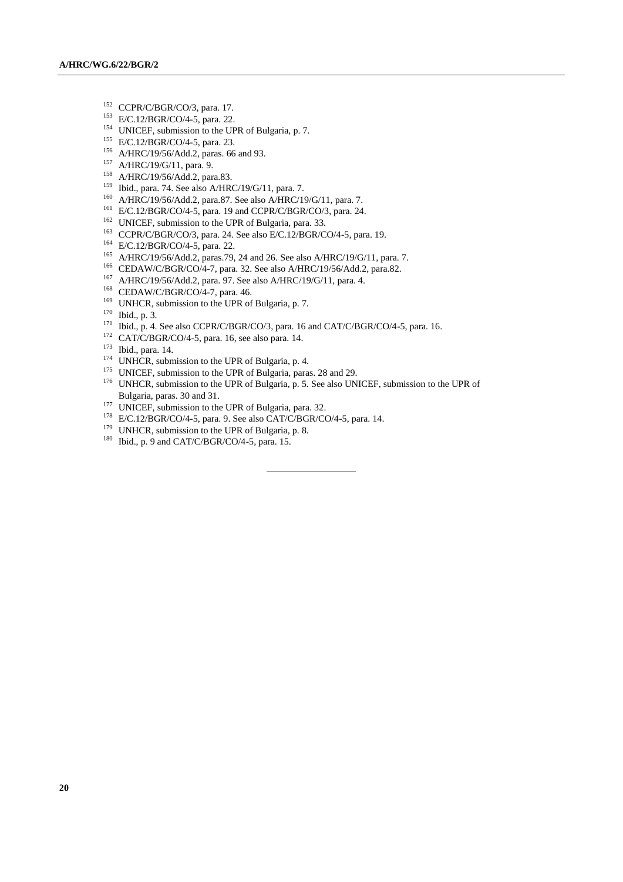[152] CCPR/C/BGR/CO/3, para. 17.
[153] E/C.12/BGR/CO/4-5, para. 22.
[154] UNICEF, submission to the UPR of Bulgaria, p. 7.
[155] E/C.12/BGR/CO/4-5, para. 23.
[156] A/HRC/19/56/Add.2, paras. 66 and 93.
[157] A/HRC/19/G/11, para. 9.
[158] A/HRC/19/56/Add.2, para.83.
[159] Ibid., para. 74. See also A/HRC/19/G/11, para. 7.
[160] A/HRC/19/56/Add.2, para.87. See also A/HRC/19/G/11, para. 7.
[161] E/C.12/BGR/CO/4-5, para. 19 and CCPR/C/BGR/CO/3, para. 24.
[162] UNICEF, submission to the UPR of Bulgaria, para. 33.
[163] CCPR/C/BGR/CO/3, para. 24. See also E/C.12/BGR/CO/4-5, para. 19.
[164] E/C.12/BGR/CO/4-5, para. 22.
[165] A/HRC/19/56/Add.2, paras.79, 24 and 26. See also A/HRC/19/G/11, para. 7.
[166] CEDAW/C/BGR/CO/4-7, para. 32. See also A/HRC/19/56/Add.2, para.82.
[167] A/HRC/19/56/Add.2, para. 97. See also A/HRC/19/G/11, para. 4.
[168] CEDAW/C/BGR/CO/4-7, para. 46.
[169] UNHCR, submission to the UPR of Bulgaria, p. 7.
[170] Ibid., p. 3.
[171] Ibid., p. 4. See also CCPR/C/BGR/CO/3, para. 16 and CAT/C/BGR/CO/4-5, para. 16.
[172] CAT/C/BGR/CO/4-5, para. 16, see also para. 14.
[173] Ibid., para. 14.
[174] UNHCR, submission to the UPR of Bulgaria, p. 4.
[175] UNICEF, submission to the UPR of Bulgaria, paras. 28 and 29.
[176] UNHCR, submission to the UPR of Bulgaria, p. 5. See also UNICEF, submission to the UPR of Bulgaria, paras. 30 and 31.
[177] UNICEF, submission to the UPR of Bulgaria, para. 32.
[178] E/C.12/BGR/CO/4-5, para. 9. See also CAT/C/BGR/CO/4-5, para. 14.
[179] UNHCR, submission to the UPR of Bulgaria, p. 8.
[180] Ibid., p. 9 and CAT/C/BGR/CO/4-5, para. 15.